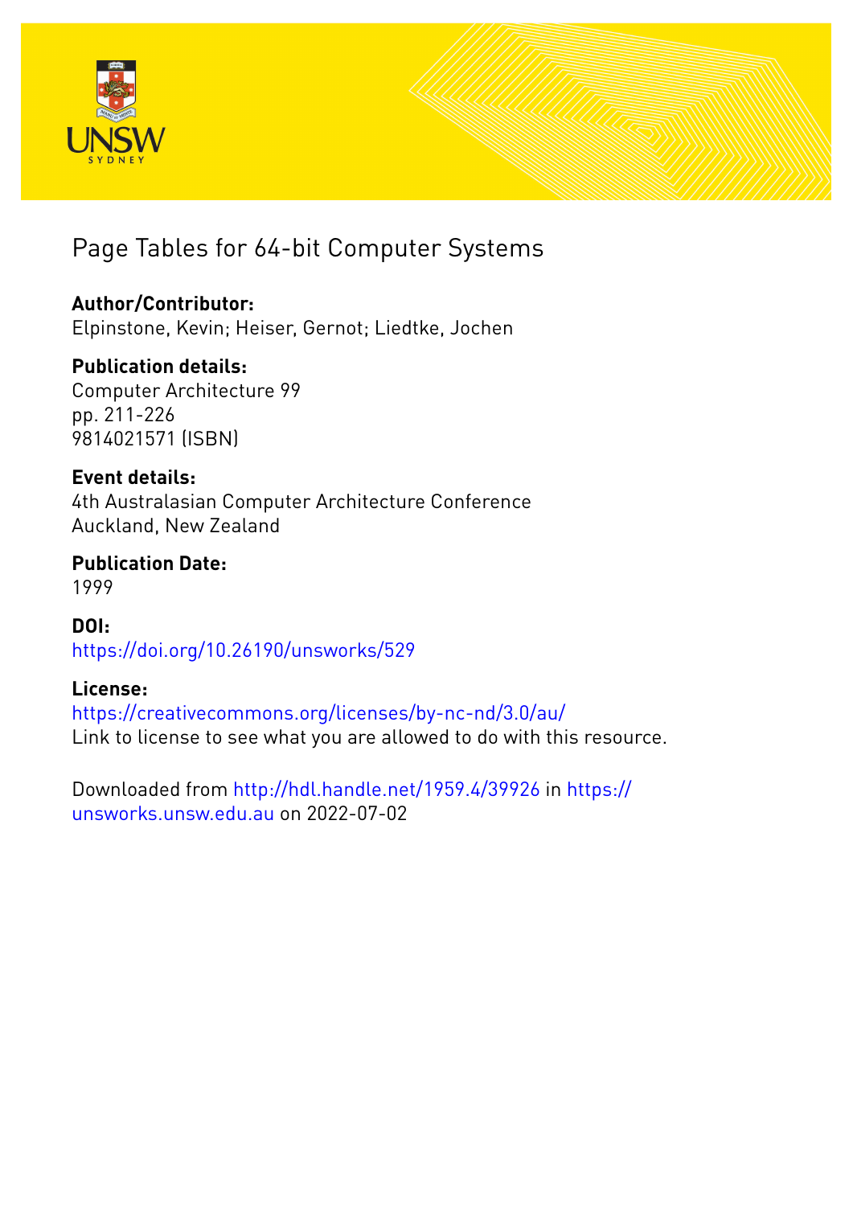# Page Tables for 64-bit Computer Systems

**Author/Contributor:**
Elpinstone, Kevin; Heiser, Gernot; Liedtke, Jochen

**Publication details:**
Computer Architecture 99
pp. 211-226
9814021571 (ISBN)

**Event details:**
4th Australasian Computer Architecture Conference
Auckland, New Zealand

**Publication Date:**
1999

**DOI:**
https://doi.org/10.26190/unsworks/529

**License:**
https://creativecommons.org/licenses/by-nc-nd/3.0/au/
Link to license to see what you are allowed to do with this resource.

Downloaded from http://hdl.handle.net/1959.4/39926 in https://unsworks.unsw.edu.au on 2022-07-02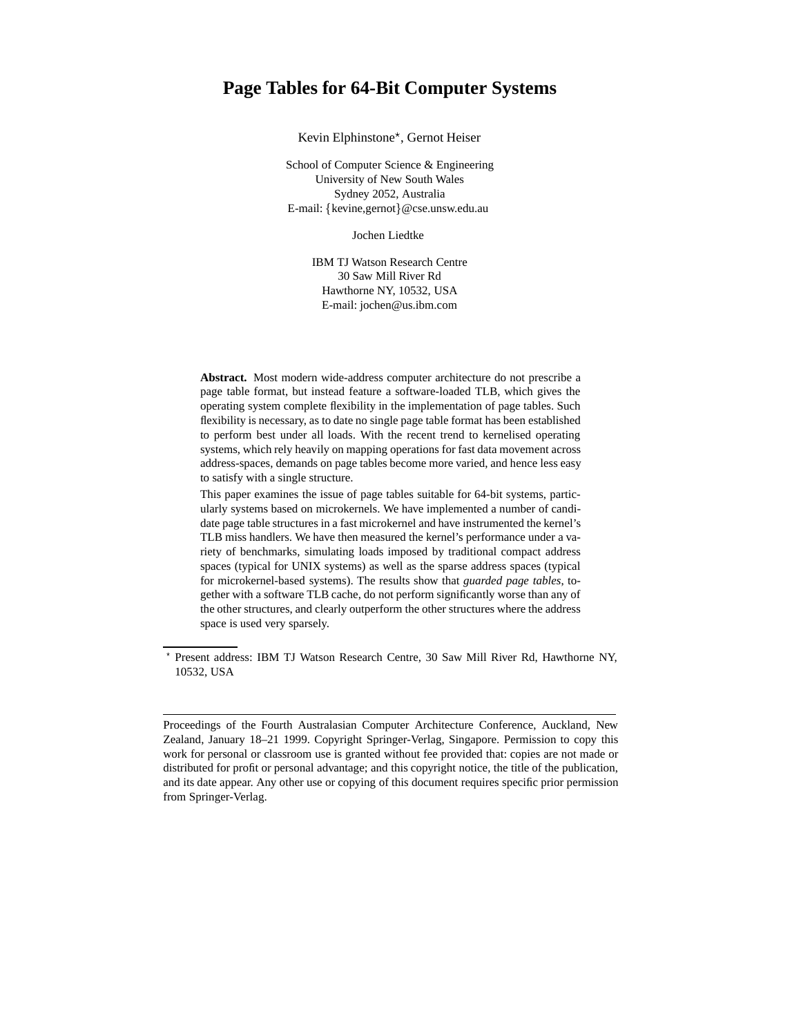# Page Tables for 64-Bit Computer Systems

Kevin Elphinstone*, Gernot Heiser

School of Computer Science & Engineering
University of New South Wales
Sydney 2052, Australia
E-mail: {kevine,gernot}@cse.unsw.edu.au

Jochen Liedtke

IBM TJ Watson Research Centre
30 Saw Mill River Rd
Hawthorne NY, 10532, USA
E-mail: jochen@us.ibm.com

**Abstract.** Most modern wide-address computer architecture do not prescribe a page table format, but instead feature a software-loaded TLB, which gives the operating system complete flexibility in the implementation of page tables. Such flexibility is necessary, as to date no single page table format has been established to perform best under all loads. With the recent trend to kernelised operating systems, which rely heavily on mapping operations for fast data movement across address-spaces, demands on page tables become more varied, and hence less easy to satisfy with a single structure.

This paper examines the issue of page tables suitable for 64-bit systems, particularly systems based on microkernels. We have implemented a number of candidate page table structures in a fast microkernel and have instrumented the kernel's TLB miss handlers. We have then measured the kernel's performance under a variety of benchmarks, simulating loads imposed by traditional compact address spaces (typical for UNIX systems) as well as the sparse address spaces (typical for microkernel-based systems). The results show that *guarded page tables*, together with a software TLB cache, do not perform significantly worse than any of the other structures, and clearly outperform the other structures where the address space is used very sparsely.

* Present address: IBM TJ Watson Research Centre, 30 Saw Mill River Rd, Hawthorne NY, 10532, USA

Proceedings of the Fourth Australasian Computer Architecture Conference, Auckland, New Zealand, January 18–21 1999. Copyright Springer-Verlag, Singapore. Permission to copy this work for personal or classroom use is granted without fee provided that: copies are not made or distributed for profit or personal advantage; and this copyright notice, the title of the publication, and its date appear. Any other use or copying of this document requires specific prior permission from Springer-Verlag.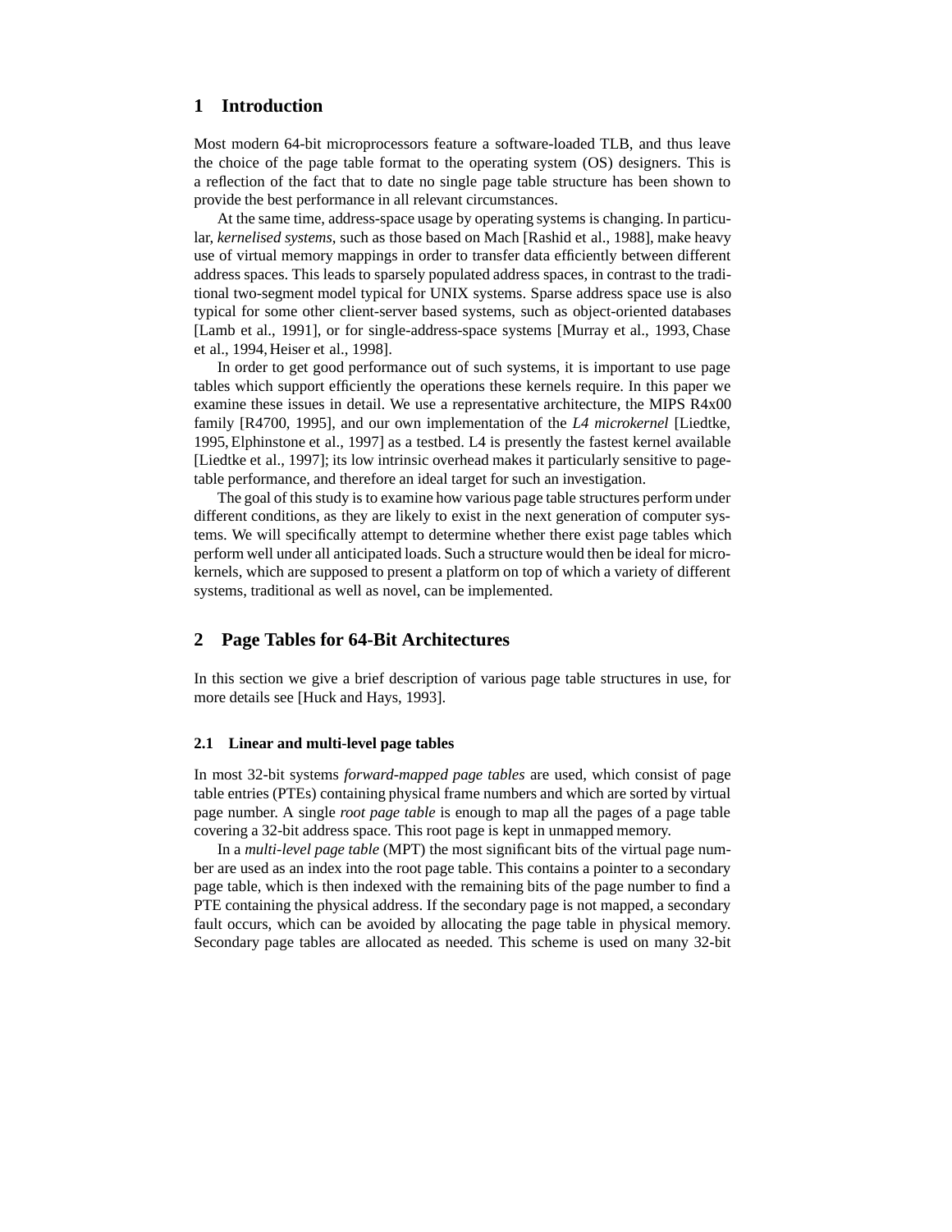## 1 Introduction

Most modern 64-bit microprocessors feature a software-loaded TLB, and thus leave the choice of the page table format to the operating system (OS) designers. This is a reflection of the fact that to date no single page table structure has been shown to provide the best performance in all relevant circumstances.

At the same time, address-space usage by operating systems is changing. In particular, *kernelised systems*, such as those based on Mach [Rashid et al., 1988], make heavy use of virtual memory mappings in order to transfer data efficiently between different address spaces. This leads to sparsely populated address spaces, in contrast to the traditional two-segment model typical for UNIX systems. Sparse address space use is also typical for some other client-server based systems, such as object-oriented databases [Lamb et al., 1991], or for single-address-space systems [Murray et al., 1993, Chase et al., 1994, Heiser et al., 1998].

In order to get good performance out of such systems, it is important to use page tables which support efficiently the operations these kernels require. In this paper we examine these issues in detail. We use a representative architecture, the MIPS R4x00 family [R4700, 1995], and our own implementation of the *L4 microkernel* [Liedtke, 1995, Elphinstone et al., 1997] as a testbed. L4 is presently the fastest kernel available [Liedtke et al., 1997]; its low intrinsic overhead makes it particularly sensitive to page-table performance, and therefore an ideal target for such an investigation.

The goal of this study is to examine how various page table structures perform under different conditions, as they are likely to exist in the next generation of computer systems. We will specifically attempt to determine whether there exist page tables which perform well under all anticipated loads. Such a structure would then be ideal for microkernels, which are supposed to present a platform on top of which a variety of different systems, traditional as well as novel, can be implemented.

## 2 Page Tables for 64-Bit Architectures

In this section we give a brief description of various page table structures in use, for more details see [Huck and Hays, 1993].

### 2.1 Linear and multi-level page tables

In most 32-bit systems *forward-mapped page tables* are used, which consist of page table entries (PTEs) containing physical frame numbers and which are sorted by virtual page number. A single *root page table* is enough to map all the pages of a page table covering a 32-bit address space. This root page is kept in unmapped memory.

In a *multi-level page table* (MPT) the most significant bits of the virtual page number are used as an index into the root page table. This contains a pointer to a secondary page table, which is then indexed with the remaining bits of the page number to find a PTE containing the physical address. If the secondary page is not mapped, a secondary fault occurs, which can be avoided by allocating the page table in physical memory. Secondary page tables are allocated as needed. This scheme is used on many 32-bit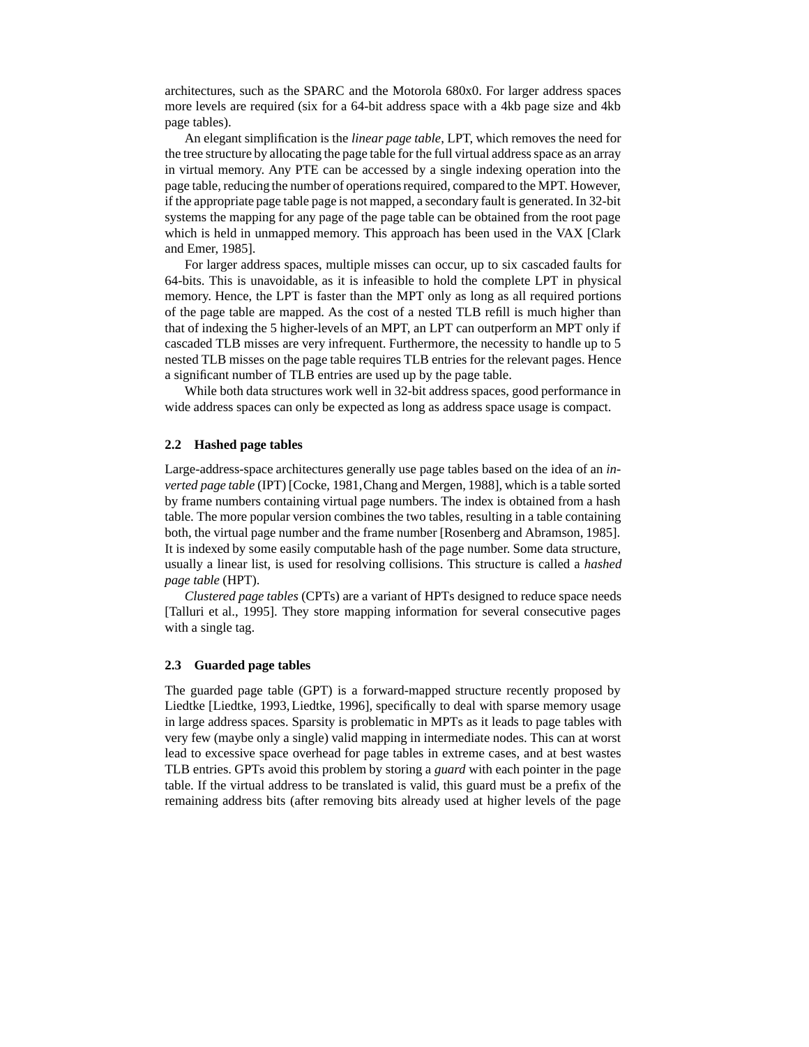architectures, such as the SPARC and the Motorola 680x0. For larger address spaces more levels are required (six for a 64-bit address space with a 4kb page size and 4kb page tables).

An elegant simplification is the *linear page table*, LPT, which removes the need for the tree structure by allocating the page table for the full virtual address space as an array in virtual memory. Any PTE can be accessed by a single indexing operation into the page table, reducing the number of operations required, compared to the MPT. However, if the appropriate page table page is not mapped, a secondary fault is generated. In 32-bit systems the mapping for any page of the page table can be obtained from the root page which is held in unmapped memory. This approach has been used in the VAX [Clark and Emer, 1985].

For larger address spaces, multiple misses can occur, up to six cascaded faults for 64-bits. This is unavoidable, as it is infeasible to hold the complete LPT in physical memory. Hence, the LPT is faster than the MPT only as long as all required portions of the page table are mapped. As the cost of a nested TLB refill is much higher than that of indexing the 5 higher-levels of an MPT, an LPT can outperform an MPT only if cascaded TLB misses are very infrequent. Furthermore, the necessity to handle up to 5 nested TLB misses on the page table requires TLB entries for the relevant pages. Hence a significant number of TLB entries are used up by the page table.

While both data structures work well in 32-bit address spaces, good performance in wide address spaces can only be expected as long as address space usage is compact.

### 2.2 Hashed page tables

Large-address-space architectures generally use page tables based on the idea of an *inverted page table* (IPT) [Cocke, 1981, Chang and Mergen, 1988], which is a table sorted by frame numbers containing virtual page numbers. The index is obtained from a hash table. The more popular version combines the two tables, resulting in a table containing both, the virtual page number and the frame number [Rosenberg and Abramson, 1985]. It is indexed by some easily computable hash of the page number. Some data structure, usually a linear list, is used for resolving collisions. This structure is called a *hashed page table* (HPT).

*Clustered page tables* (CPTs) are a variant of HPTs designed to reduce space needs [Talluri et al., 1995]. They store mapping information for several consecutive pages with a single tag.

### 2.3 Guarded page tables

The guarded page table (GPT) is a forward-mapped structure recently proposed by Liedtke [Liedtke, 1993, Liedtke, 1996], specifically to deal with sparse memory usage in large address spaces. Sparsity is problematic in MPTs as it leads to page tables with very few (maybe only a single) valid mapping in intermediate nodes. This can at worst lead to excessive space overhead for page tables in extreme cases, and at best wastes TLB entries. GPTs avoid this problem by storing a *guard* with each pointer in the page table. If the virtual address to be translated is valid, this guard must be a prefix of the remaining address bits (after removing bits already used at higher levels of the page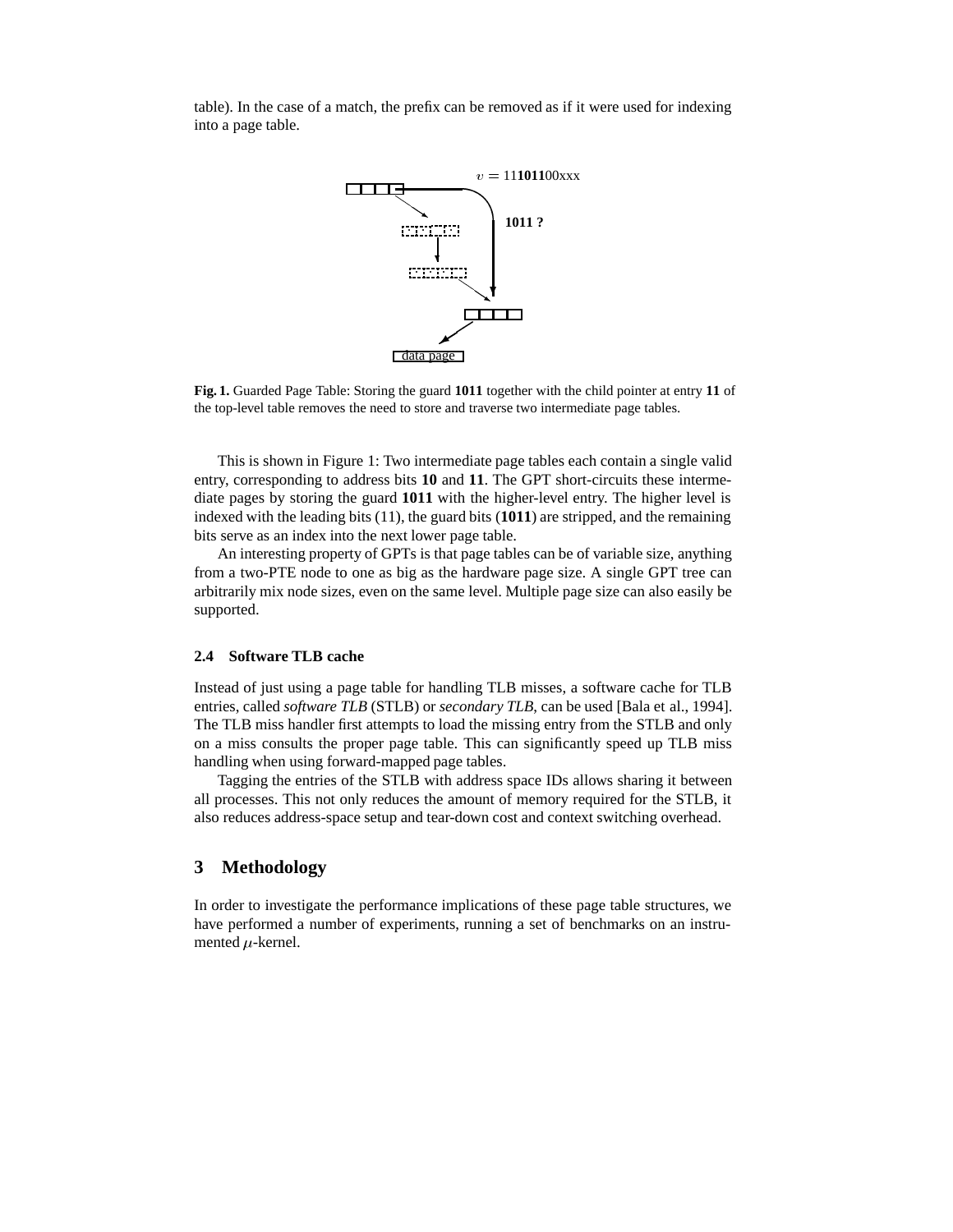table). In the case of a match, the prefix can be removed as if it were used for indexing into a page table.

**Fig. 1.** Guarded Page Table: Storing the guard **1011** together with the child pointer at entry **11** of the top-level table removes the need to store and traverse two intermediate page tables.

This is shown in Figure 1: Two intermediate page tables each contain a single valid entry, corresponding to address bits **10** and **11**. The GPT short-circuits these intermediate pages by storing the guard **1011** with the higher-level entry. The higher level is indexed with the leading bits (11), the guard bits (**1011**) are stripped, and the remaining bits serve as an index into the next lower page table.

An interesting property of GPTs is that page tables can be of variable size, anything from a two-PTE node to one as big as the hardware page size. A single GPT tree can arbitrarily mix node sizes, even on the same level. Multiple page size can also easily be supported.

### 2.4 Software TLB cache

Instead of just using a page table for handling TLB misses, a software cache for TLB entries, called *software TLB* (STLB) or *secondary TLB*, can be used [Bala et al., 1994]. The TLB miss handler first attempts to load the missing entry from the STLB and only on a miss consults the proper page table. This can significantly speed up TLB miss handling when using forward-mapped page tables.

Tagging the entries of the STLB with address space IDs allows sharing it between all processes. This not only reduces the amount of memory required for the STLB, it also reduces address-space setup and tear-down cost and context switching overhead.

## 3 Methodology

In order to investigate the performance implications of these page table structures, we have performed a number of experiments, running a set of benchmarks on an instrumented $\mu$-kernel.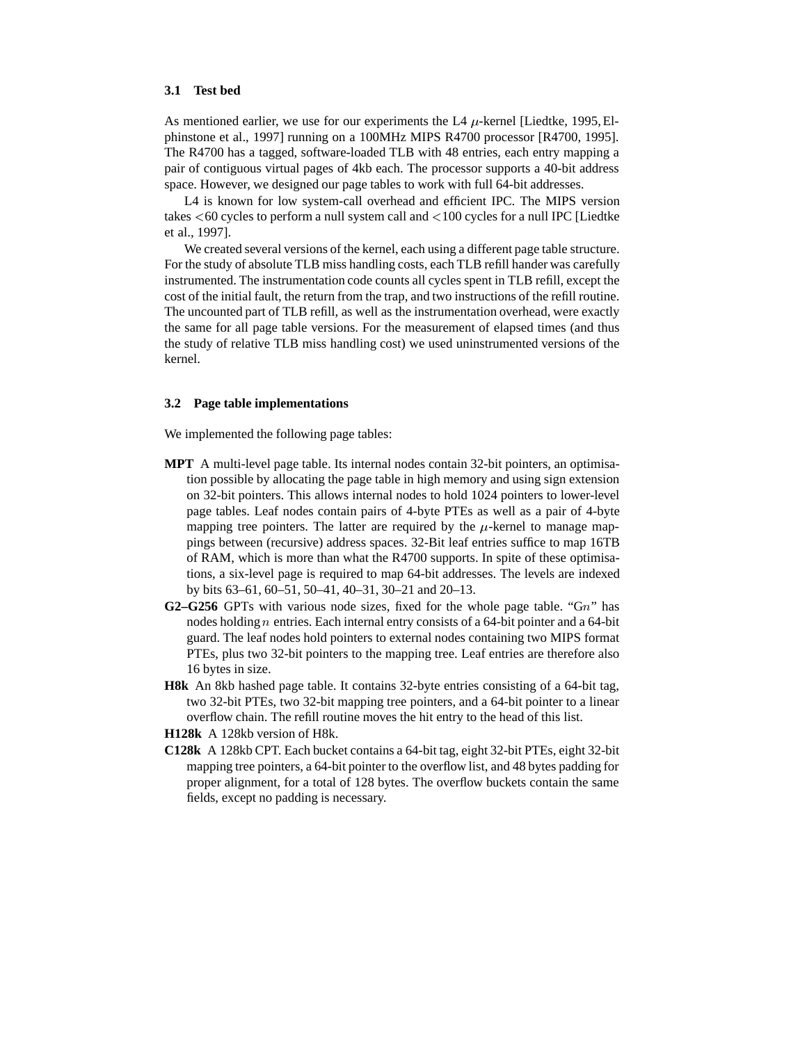### 3.1 Test bed

As mentioned earlier, we use for our experiments the L4 $\mu$-kernel [Liedtke, 1995, Elphinstone et al., 1997] running on a 100MHz MIPS R4700 processor [R4700, 1995]. The R4700 has a tagged, software-loaded TLB with 48 entries, each entry mapping a pair of contiguous virtual pages of 4kb each. The processor supports a 40-bit address space. However, we designed our page tables to work with full 64-bit addresses.

L4 is known for low system-call overhead and efficient IPC. The MIPS version takes $<$60 cycles to perform a null system call and $<$100 cycles for a null IPC [Liedtke et al., 1997].

We created several versions of the kernel, each using a different page table structure. For the study of absolute TLB miss handling costs, each TLB refill hander was carefully instrumented. The instrumentation code counts all cycles spent in TLB refill, except the cost of the initial fault, the return from the trap, and two instructions of the refill routine. The uncounted part of TLB refill, as well as the instrumentation overhead, were exactly the same for all page table versions. For the measurement of elapsed times (and thus the study of relative TLB miss handling cost) we used uninstrumented versions of the kernel.

### 3.2 Page table implementations

We implemented the following page tables:

- **MPT** A multi-level page table. Its internal nodes contain 32-bit pointers, an optimisation possible by allocating the page table in high memory and using sign extension on 32-bit pointers. This allows internal nodes to hold 1024 pointers to lower-level page tables. Leaf nodes contain pairs of 4-byte PTEs as well as a pair of 4-byte mapping tree pointers. The latter are required by the $\mu$-kernel to manage mappings between (recursive) address spaces. 32-Bit leaf entries suffice to map 16TB of RAM, which is more than what the R4700 supports. In spite of these optimisations, a six-level page is required to map 64-bit addresses. The levels are indexed by bits 63–61, 60–51, 50–41, 40–31, 30–21 and 20–13.
- **G2–G256** GPTs with various node sizes, fixed for the whole page table. "G$n$" has nodes holding $n$ entries. Each internal entry consists of a 64-bit pointer and a 64-bit guard. The leaf nodes hold pointers to external nodes containing two MIPS format PTEs, plus two 32-bit pointers to the mapping tree. Leaf entries are therefore also 16 bytes in size.
- **H8k** An 8kb hashed page table. It contains 32-byte entries consisting of a 64-bit tag, two 32-bit PTEs, two 32-bit mapping tree pointers, and a 64-bit pointer to a linear overflow chain. The refill routine moves the hit entry to the head of this list.
- **H128k** A 128kb version of H8k.
- **C128k** A 128kb CPT. Each bucket contains a 64-bit tag, eight 32-bit PTEs, eight 32-bit mapping tree pointers, a 64-bit pointer to the overflow list, and 48 bytes padding for proper alignment, for a total of 128 bytes. The overflow buckets contain the same fields, except no padding is necessary.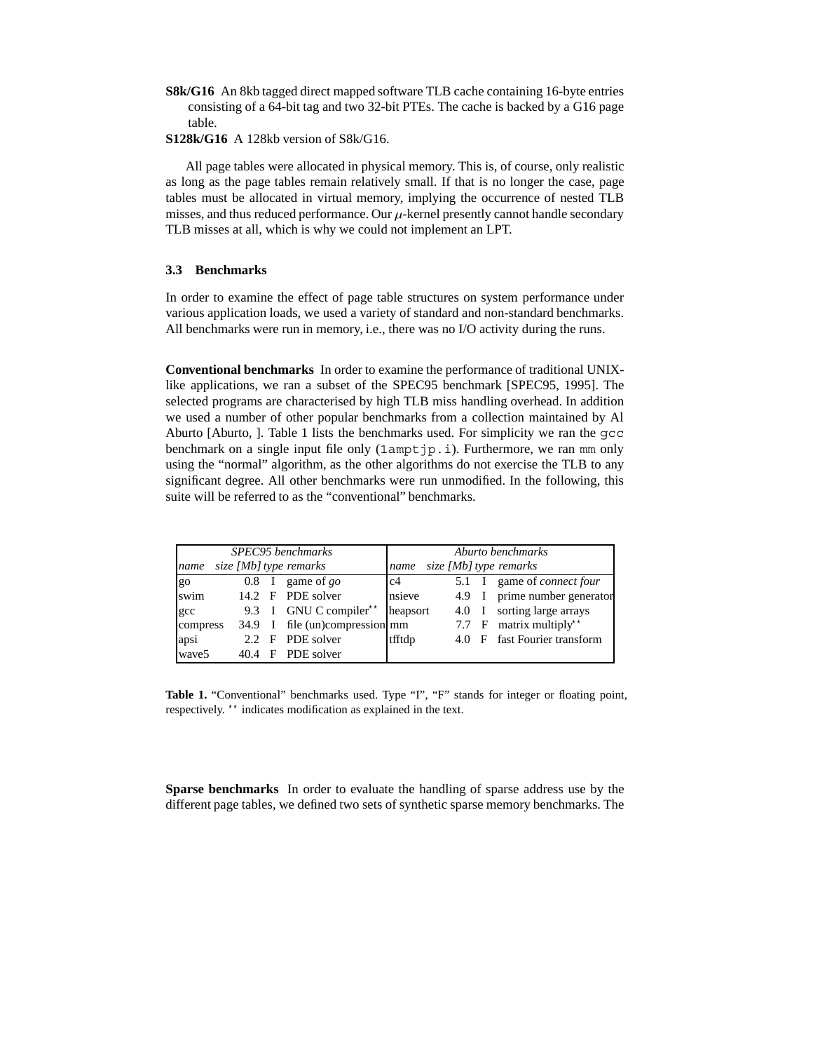**S8k/G16** An 8kb tagged direct mapped software TLB cache containing 16-byte entries consisting of a 64-bit tag and two 32-bit PTEs. The cache is backed by a G16 page table.

**S128k/G16** A 128kb version of S8k/G16.

All page tables were allocated in physical memory. This is, of course, only realistic as long as the page tables remain relatively small. If that is no longer the case, page tables must be allocated in virtual memory, implying the occurrence of nested TLB misses, and thus reduced performance. Our $\mu$-kernel presently cannot handle secondary TLB misses at all, which is why we could not implement an LPT.

### 3.3 Benchmarks

In order to examine the effect of page table structures on system performance under various application loads, we used a variety of standard and non-standard benchmarks. All benchmarks were run in memory, i.e., there was no I/O activity during the runs.

**Conventional benchmarks** In order to examine the performance of traditional UNIX-like applications, we ran a subset of the SPEC95 benchmark [SPEC95, 1995]. The selected programs are characterised by high TLB miss handling overhead. In addition we used a number of other popular benchmarks from a collection maintained by Al Aburto [Aburto, ]. Table 1 lists the benchmarks used. For simplicity we ran the `gcc` benchmark on a single input file only (`1amptjp.i`). Furthermore, we ran `mm` only using the "normal" algorithm, as the other algorithms do not exercise the TLB to any significant degree. All other benchmarks were run unmodified. In the following, this suite will be referred to as the "conventional" benchmarks.

| *SPEC95 benchmarks* | | | | *Aburto benchmarks* | | | |
|---|---|---|---|---|---|---|---|
| *name* | *size [Mb]* | *type* | *remarks* | *name* | *size [Mb]* | *type* | *remarks* |
| go | 0.8 | I | game of *go* | c4 | 5.1 | I | game of *connect four* |
| swim | 14.2 | F | PDE solver | nsieve | 4.9 | I | prime number generator |
| gcc | 9.3 | I | GNU C compiler** | heapsort | 4.0 | I | sorting large arrays |
| compress | 34.9 | I | file (un)compression | mm | 7.7 | F | matrix multiply** |
| apsi | 2.2 | F | PDE solver | tfftdp | 4.0 | F | fast Fourier transform |
| wave5 | 40.4 | F | PDE solver | | | | |

**Table 1.** "Conventional" benchmarks used. Type "I", "F" stands for integer or floating point, respectively. ** indicates modification as explained in the text.

**Sparse benchmarks** In order to evaluate the handling of sparse address use by the different page tables, we defined two sets of synthetic sparse memory benchmarks. The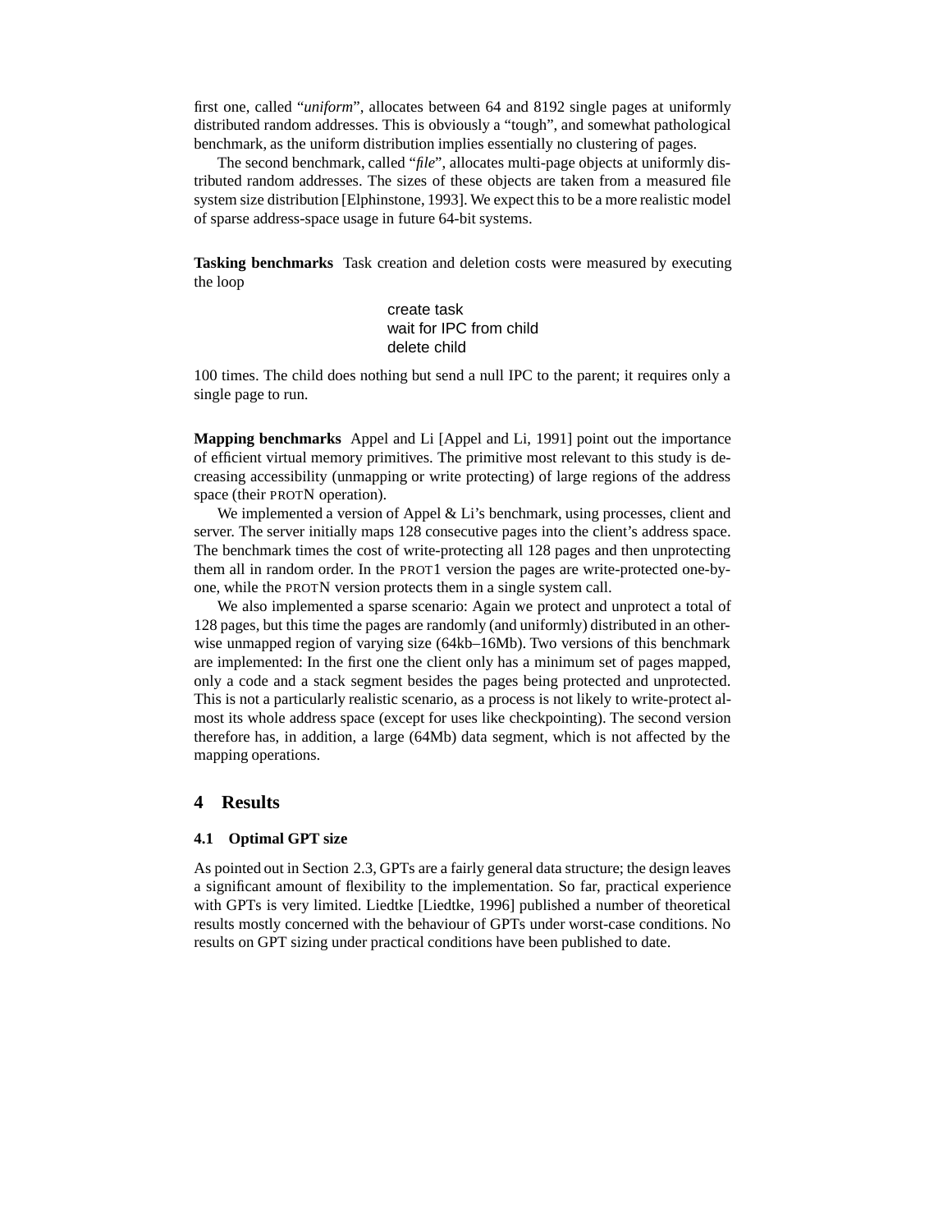first one, called "*uniform*", allocates between 64 and 8192 single pages at uniformly distributed random addresses. This is obviously a "tough", and somewhat pathological benchmark, as the uniform distribution implies essentially no clustering of pages.

The second benchmark, called "*file*", allocates multi-page objects at uniformly distributed random addresses. The sizes of these objects are taken from a measured file system size distribution [Elphinstone, 1993]. We expect this to be a more realistic model of sparse address-space usage in future 64-bit systems.

**Tasking benchmarks** Task creation and deletion costs were measured by executing the loop

```
create task
wait for IPC from child
delete child
```

100 times. The child does nothing but send a null IPC to the parent; it requires only a single page to run.

**Mapping benchmarks** Appel and Li [Appel and Li, 1991] point out the importance of efficient virtual memory primitives. The primitive most relevant to this study is decreasing accessibility (unmapping or write protecting) of large regions of the address space (their PROTN operation).

We implemented a version of Appel & Li's benchmark, using processes, client and server. The server initially maps 128 consecutive pages into the client's address space. The benchmark times the cost of write-protecting all 128 pages and then unprotecting them all in random order. In the PROT1 version the pages are write-protected one-by-one, while the PROTN version protects them in a single system call.

We also implemented a sparse scenario: Again we protect and unprotect a total of 128 pages, but this time the pages are randomly (and uniformly) distributed in an otherwise unmapped region of varying size (64kb–16Mb). Two versions of this benchmark are implemented: In the first one the client only has a minimum set of pages mapped, only a code and a stack segment besides the pages being protected and unprotected. This is not a particularly realistic scenario, as a process is not likely to write-protect almost its whole address space (except for uses like checkpointing). The second version therefore has, in addition, a large (64Mb) data segment, which is not affected by the mapping operations.

## 4 Results

### 4.1 Optimal GPT size

As pointed out in Section 2.3, GPTs are a fairly general data structure; the design leaves a significant amount of flexibility to the implementation. So far, practical experience with GPTs is very limited. Liedtke [Liedtke, 1996] published a number of theoretical results mostly concerned with the behaviour of GPTs under worst-case conditions. No results on GPT sizing under practical conditions have been published to date.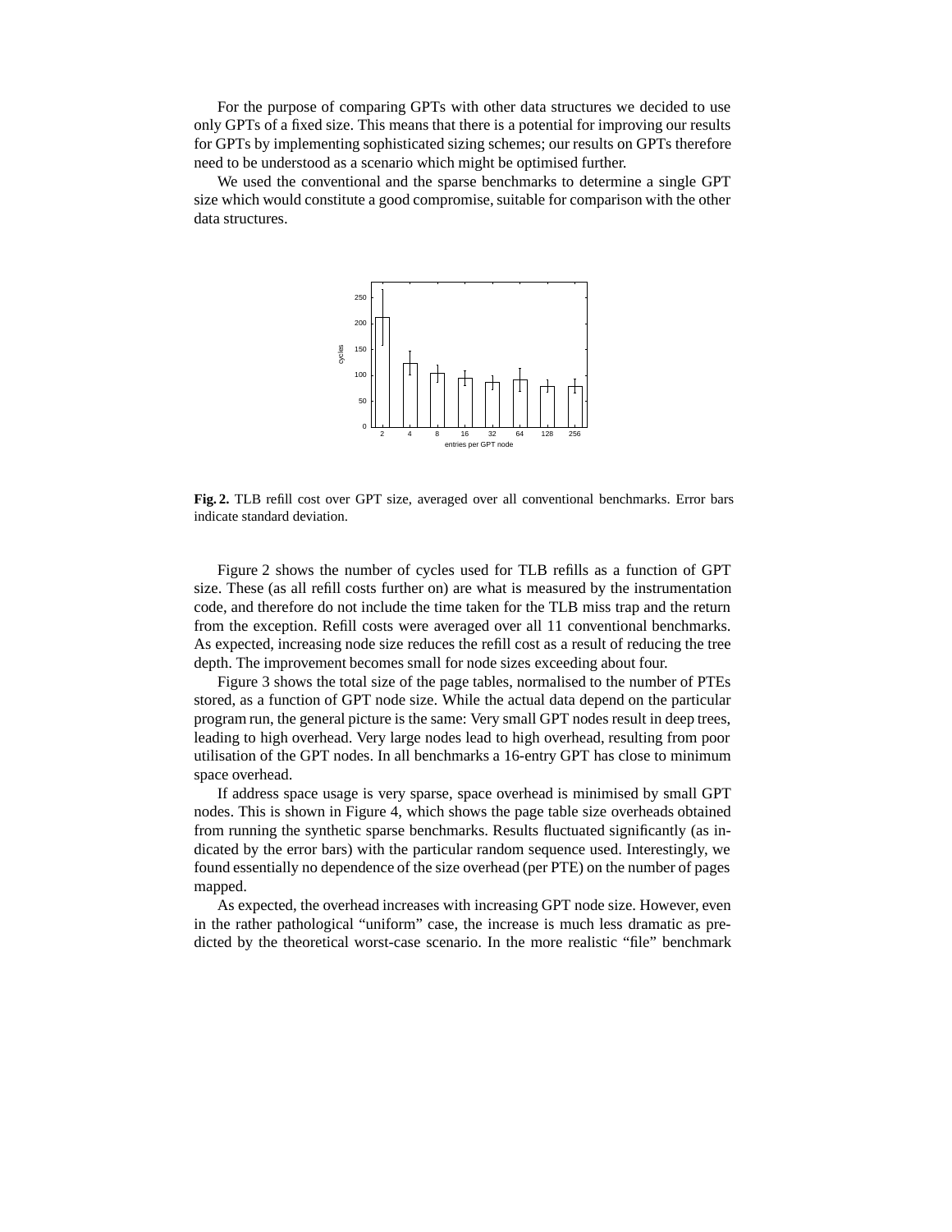For the purpose of comparing GPTs with other data structures we decided to use only GPTs of a fixed size. This means that there is a potential for improving our results for GPTs by implementing sophisticated sizing schemes; our results on GPTs therefore need to be understood as a scenario which might be optimised further.

We used the conventional and the sparse benchmarks to determine a single GPT size which would constitute a good compromise, suitable for comparison with the other data structures.

**Fig. 2.** TLB refill cost over GPT size, averaged over all conventional benchmarks. Error bars indicate standard deviation.

Figure 2 shows the number of cycles used for TLB refills as a function of GPT size. These (as all refill costs further on) are what is measured by the instrumentation code, and therefore do not include the time taken for the TLB miss trap and the return from the exception. Refill costs were averaged over all 11 conventional benchmarks. As expected, increasing node size reduces the refill cost as a result of reducing the tree depth. The improvement becomes small for node sizes exceeding about four.

Figure 3 shows the total size of the page tables, normalised to the number of PTEs stored, as a function of GPT node size. While the actual data depend on the particular program run, the general picture is the same: Very small GPT nodes result in deep trees, leading to high overhead. Very large nodes lead to high overhead, resulting from poor utilisation of the GPT nodes. In all benchmarks a 16-entry GPT has close to minimum space overhead.

If address space usage is very sparse, space overhead is minimised by small GPT nodes. This is shown in Figure 4, which shows the page table size overheads obtained from running the synthetic sparse benchmarks. Results fluctuated significantly (as indicated by the error bars) with the particular random sequence used. Interestingly, we found essentially no dependence of the size overhead (per PTE) on the number of pages mapped.

As expected, the overhead increases with increasing GPT node size. However, even in the rather pathological "uniform" case, the increase is much less dramatic as predicted by the theoretical worst-case scenario. In the more realistic "file" benchmark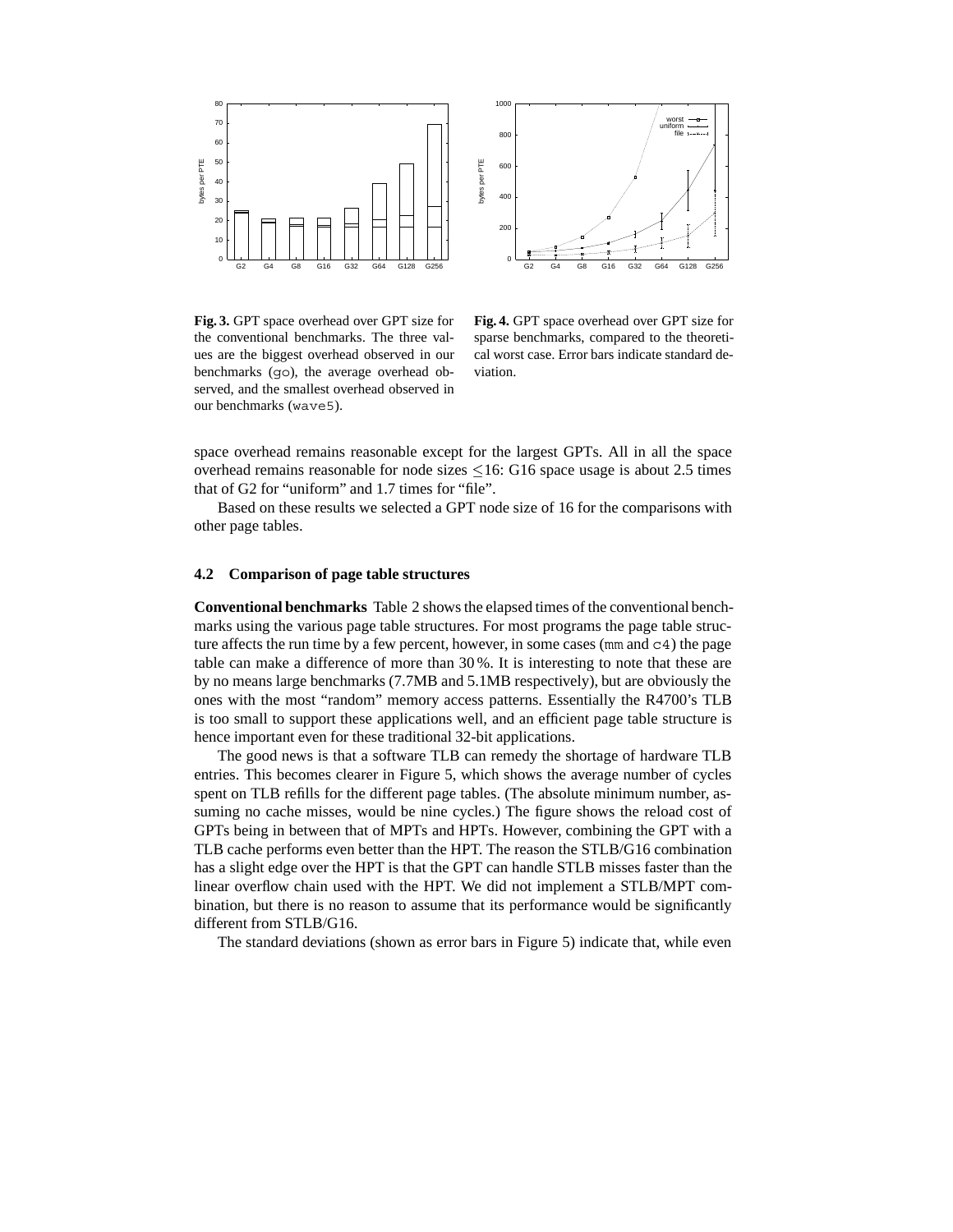**Fig. 3.** GPT space overhead over GPT size for the conventional benchmarks. The three values are the biggest overhead observed in our benchmarks (`go`), the average overhead observed, and the smallest overhead observed in our benchmarks (`wave5`).

**Fig. 4.** GPT space overhead over GPT size for sparse benchmarks, compared to the theoretical worst case. Error bars indicate standard deviation.

space overhead remains reasonable except for the largest GPTs. All in all the space overhead remains reasonable for node sizes $\leq$16: G16 space usage is about 2.5 times that of G2 for "uniform" and 1.7 times for "file".

Based on these results we selected a GPT node size of 16 for the comparisons with other page tables.

### 4.2 Comparison of page table structures

**Conventional benchmarks** Table 2 shows the elapsed times of the conventional benchmarks using the various page table structures. For most programs the page table structure affects the run time by a few percent, however, in some cases (`mm` and `c4`) the page table can make a difference of more than 30 %. It is interesting to note that these are by no means large benchmarks (7.7MB and 5.1MB respectively), but are obviously the ones with the most "random" memory access patterns. Essentially the R4700's TLB is too small to support these applications well, and an efficient page table structure is hence important even for these traditional 32-bit applications.

The good news is that a software TLB can remedy the shortage of hardware TLB entries. This becomes clearer in Figure 5, which shows the average number of cycles spent on TLB refills for the different page tables. (The absolute minimum number, assuming no cache misses, would be nine cycles.) The figure shows the reload cost of GPTs being in between that of MPTs and HPTs. However, combining the GPT with a TLB cache performs even better than the HPT. The reason the STLB/G16 combination has a slight edge over the HPT is that the GPT can handle STLB misses faster than the linear overflow chain used with the HPT. We did not implement a STLB/MPT combination, but there is no reason to assume that its performance would be significantly different from STLB/G16.

The standard deviations (shown as error bars in Figure 5) indicate that, while even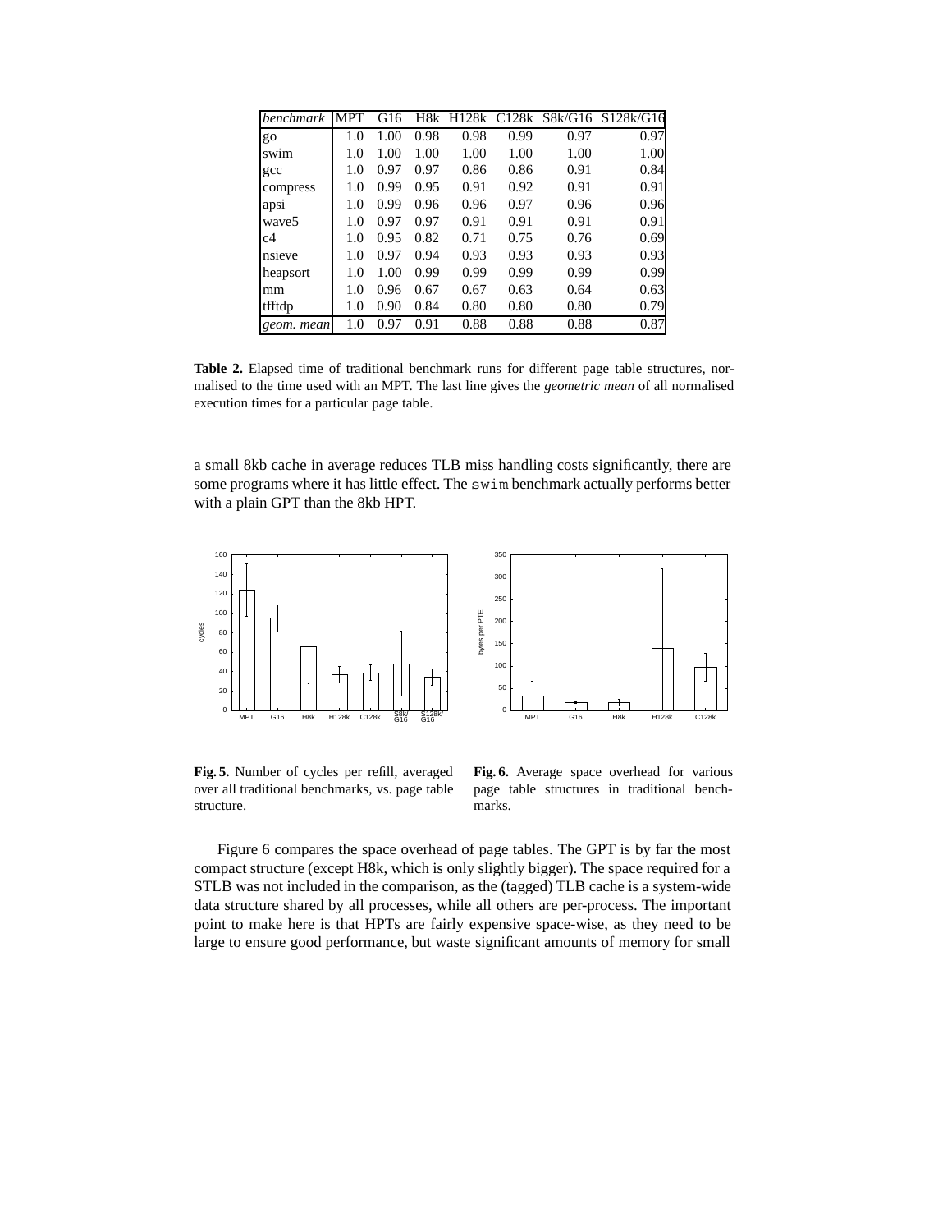| *benchmark* | MPT | G16 | H8k | H128k | C128k | S8k/G16 | S128k/G16 |
|---|---|---|---|---|---|---|---|
| go | 1.0 | 1.00 | 0.98 | 0.98 | 0.99 | 0.97 | 0.97 |
| swim | 1.0 | 1.00 | 1.00 | 1.00 | 1.00 | 1.00 | 1.00 |
| gcc | 1.0 | 0.97 | 0.97 | 0.86 | 0.86 | 0.91 | 0.84 |
| compress | 1.0 | 0.99 | 0.95 | 0.91 | 0.92 | 0.91 | 0.91 |
| apsi | 1.0 | 0.99 | 0.96 | 0.96 | 0.97 | 0.96 | 0.96 |
| wave5 | 1.0 | 0.97 | 0.97 | 0.91 | 0.91 | 0.91 | 0.91 |
| c4 | 1.0 | 0.95 | 0.82 | 0.71 | 0.75 | 0.76 | 0.69 |
| nsieve | 1.0 | 0.97 | 0.94 | 0.93 | 0.93 | 0.93 | 0.93 |
| heapsort | 1.0 | 1.00 | 0.99 | 0.99 | 0.99 | 0.99 | 0.99 |
| mm | 1.0 | 0.96 | 0.67 | 0.67 | 0.63 | 0.64 | 0.63 |
| tfftdp | 1.0 | 0.90 | 0.84 | 0.80 | 0.80 | 0.80 | 0.79 |
| *geom. mean* | 1.0 | 0.97 | 0.91 | 0.88 | 0.88 | 0.88 | 0.87 |

**Table 2.** Elapsed time of traditional benchmark runs for different page table structures, normalised to the time used with an MPT. The last line gives the *geometric mean* of all normalised execution times for a particular page table.

a small 8kb cache in average reduces TLB miss handling costs significantly, there are some programs where it has little effect. The swim benchmark actually performs better with a plain GPT than the 8kb HPT.

**Fig. 5.** Number of cycles per refill, averaged over all traditional benchmarks, vs. page table structure.

**Fig. 6.** Average space overhead for various page table structures in traditional benchmarks.

Figure 6 compares the space overhead of page tables. The GPT is by far the most compact structure (except H8k, which is only slightly bigger). The space required for a STLB was not included in the comparison, as the (tagged) TLB cache is a system-wide data structure shared by all processes, while all others are per-process. The important point to make here is that HPTs are fairly expensive space-wise, as they need to be large to ensure good performance, but waste significant amounts of memory for small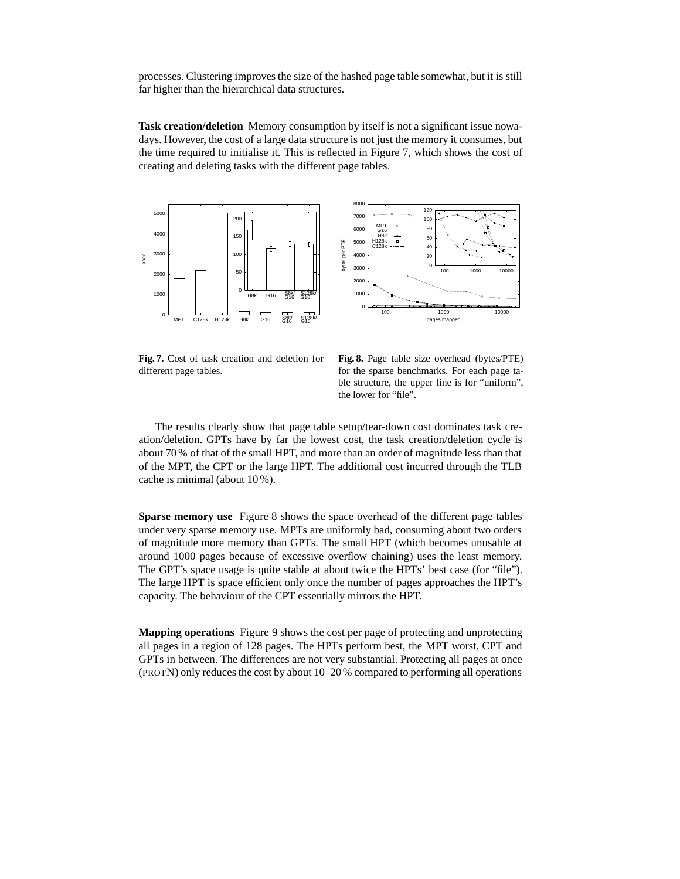processes. Clustering improves the size of the hashed page table somewhat, but it is still far higher than the hierarchical data structures.

**Task creation/deletion** Memory consumption by itself is not a significant issue nowadays. However, the cost of a large data structure is not just the memory it consumes, but the time required to initialise it. This is reflected in Figure 7, which shows the cost of creating and deleting tasks with the different page tables.

**Fig. 7.** Cost of task creation and deletion for different page tables.

**Fig. 8.** Page table size overhead (bytes/PTE) for the sparse benchmarks. For each page table structure, the upper line is for "uniform", the lower for "file".

The results clearly show that page table setup/tear-down cost dominates task creation/deletion. GPTs have by far the lowest cost, the task creation/deletion cycle is about 70 % of that of the small HPT, and more than an order of magnitude less than that of the MPT, the CPT or the large HPT. The additional cost incurred through the TLB cache is minimal (about 10 %).

**Sparse memory use** Figure 8 shows the space overhead of the different page tables under very sparse memory use. MPTs are uniformly bad, consuming about two orders of magnitude more memory than GPTs. The small HPT (which becomes unusable at around 1000 pages because of excessive overflow chaining) uses the least memory. The GPT's space usage is quite stable at about twice the HPTs' best case (for "file"). The large HPT is space efficient only once the number of pages approaches the HPT's capacity. The behaviour of the CPT essentially mirrors the HPT.

**Mapping operations** Figure 9 shows the cost per page of protecting and unprotecting all pages in a region of 128 pages. The HPTs perform best, the MPT worst, CPT and GPTs in between. The differences are not very substantial. Protecting all pages at once (PROTN) only reduces the cost by about 10–20 % compared to performing all operations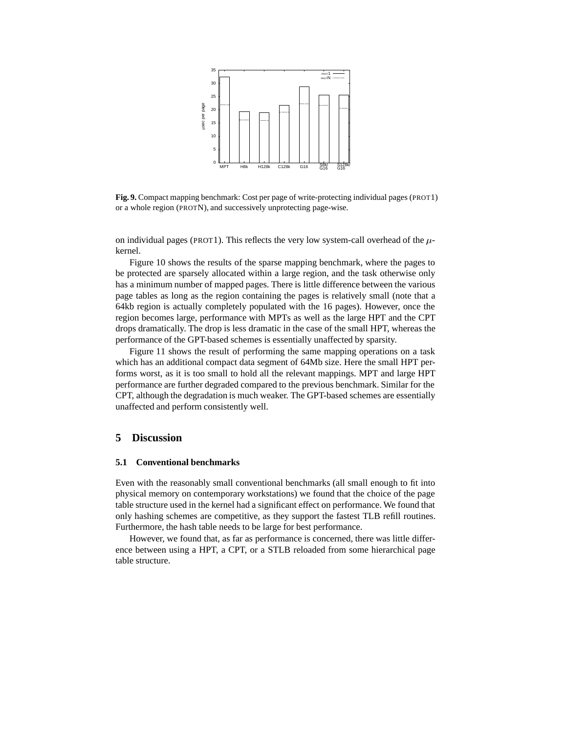**Fig. 9.** Compact mapping benchmark: Cost per page of write-protecting individual pages (PROT1) or a whole region (PROTN), and successively unprotecting page-wise.

on individual pages (PROT1). This reflects the very low system-call overhead of the $\mu$-kernel.

Figure 10 shows the results of the sparse mapping benchmark, where the pages to be protected are sparsely allocated within a large region, and the task otherwise only has a minimum number of mapped pages. There is little difference between the various page tables as long as the region containing the pages is relatively small (note that a 64kb region is actually completely populated with the 16 pages). However, once the region becomes large, performance with MPTs as well as the large HPT and the CPT drops dramatically. The drop is less dramatic in the case of the small HPT, whereas the performance of the GPT-based schemes is essentially unaffected by sparsity.

Figure 11 shows the result of performing the same mapping operations on a task which has an additional compact data segment of 64Mb size. Here the small HPT performs worst, as it is too small to hold all the relevant mappings. MPT and large HPT performance are further degraded compared to the previous benchmark. Similar for the CPT, although the degradation is much weaker. The GPT-based schemes are essentially unaffected and perform consistently well.

## 5 Discussion

### 5.1 Conventional benchmarks

Even with the reasonably small conventional benchmarks (all small enough to fit into physical memory on contemporary workstations) we found that the choice of the page table structure used in the kernel had a significant effect on performance. We found that only hashing schemes are competitive, as they support the fastest TLB refill routines. Furthermore, the hash table needs to be large for best performance.

However, we found that, as far as performance is concerned, there was little difference between using a HPT, a CPT, or a STLB reloaded from some hierarchical page table structure.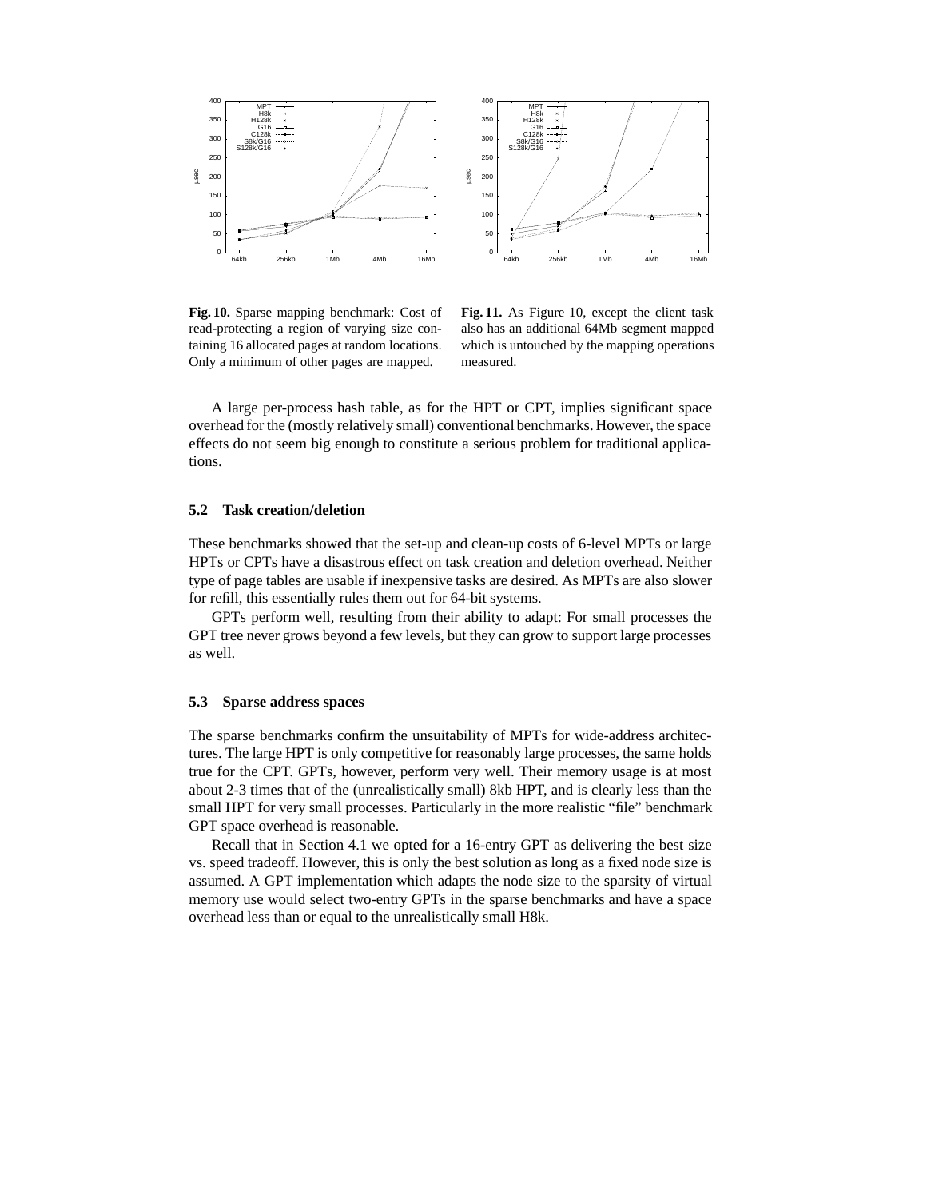**Fig. 10.** Sparse mapping benchmark: Cost of read-protecting a region of varying size containing 16 allocated pages at random locations. Only a minimum of other pages are mapped.

**Fig. 11.** As Figure 10, except the client task also has an additional 64Mb segment mapped which is untouched by the mapping operations measured.

A large per-process hash table, as for the HPT or CPT, implies significant space overhead for the (mostly relatively small) conventional benchmarks. However, the space effects do not seem big enough to constitute a serious problem for traditional applications.

### 5.2 Task creation/deletion

These benchmarks showed that the set-up and clean-up costs of 6-level MPTs or large HPTs or CPTs have a disastrous effect on task creation and deletion overhead. Neither type of page tables are usable if inexpensive tasks are desired. As MPTs are also slower for refill, this essentially rules them out for 64-bit systems.

GPTs perform well, resulting from their ability to adapt: For small processes the GPT tree never grows beyond a few levels, but they can grow to support large processes as well.

### 5.3 Sparse address spaces

The sparse benchmarks confirm the unsuitability of MPTs for wide-address architectures. The large HPT is only competitive for reasonably large processes, the same holds true for the CPT. GPTs, however, perform very well. Their memory usage is at most about 2-3 times that of the (unrealistically small) 8kb HPT, and is clearly less than the small HPT for very small processes. Particularly in the more realistic "file" benchmark GPT space overhead is reasonable.

Recall that in Section 4.1 we opted for a 16-entry GPT as delivering the best size vs. speed tradeoff. However, this is only the best solution as long as a fixed node size is assumed. A GPT implementation which adapts the node size to the sparsity of virtual memory use would select two-entry GPTs in the sparse benchmarks and have a space overhead less than or equal to the unrealistically small H8k.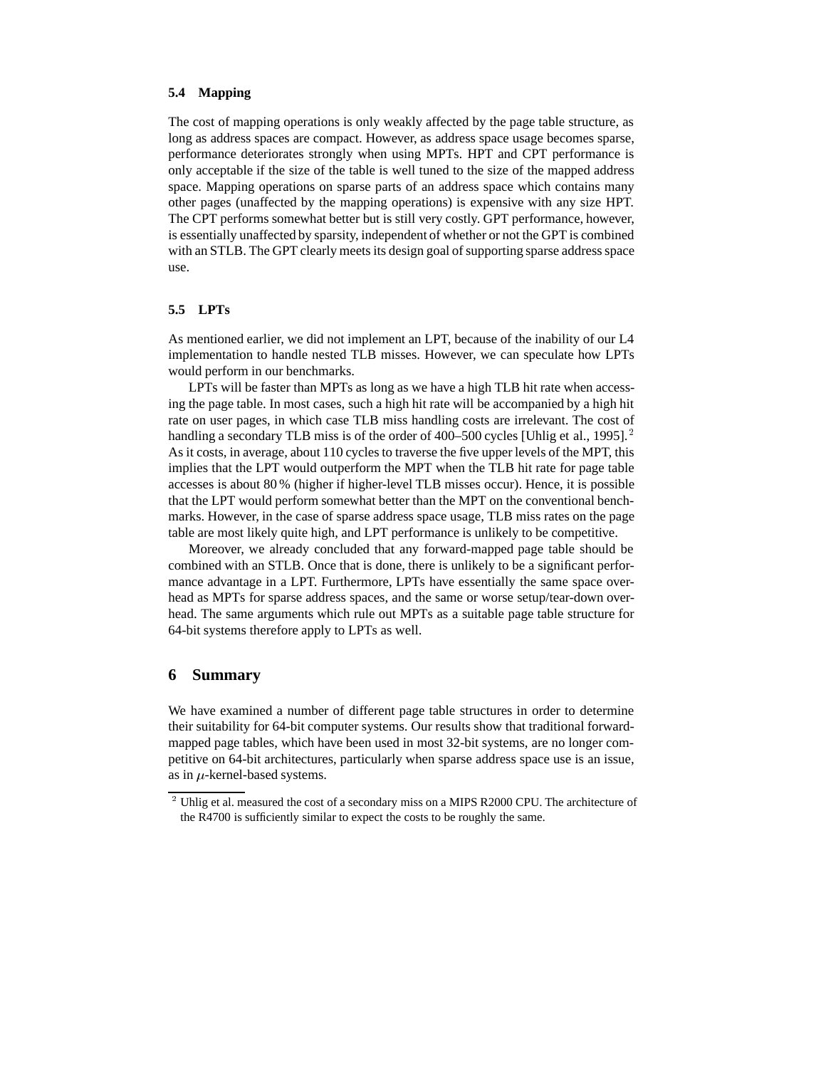### 5.4 Mapping

The cost of mapping operations is only weakly affected by the page table structure, as long as address spaces are compact. However, as address space usage becomes sparse, performance deteriorates strongly when using MPTs. HPT and CPT performance is only acceptable if the size of the table is well tuned to the size of the mapped address space. Mapping operations on sparse parts of an address space which contains many other pages (unaffected by the mapping operations) is expensive with any size HPT. The CPT performs somewhat better but is still very costly. GPT performance, however, is essentially unaffected by sparsity, independent of whether or not the GPT is combined with an STLB. The GPT clearly meets its design goal of supporting sparse address space use.

### 5.5 LPTs

As mentioned earlier, we did not implement an LPT, because of the inability of our L4 implementation to handle nested TLB misses. However, we can speculate how LPTs would perform in our benchmarks.

LPTs will be faster than MPTs as long as we have a high TLB hit rate when accessing the page table. In most cases, such a high hit rate will be accompanied by a high hit rate on user pages, in which case TLB miss handling costs are irrelevant. The cost of handling a secondary TLB miss is of the order of 400–500 cycles [Uhlig et al., 1995].[2] As it costs, in average, about 110 cycles to traverse the five upper levels of the MPT, this implies that the LPT would outperform the MPT when the TLB hit rate for page table accesses is about 80 % (higher if higher-level TLB misses occur). Hence, it is possible that the LPT would perform somewhat better than the MPT on the conventional benchmarks. However, in the case of sparse address space usage, TLB miss rates on the page table are most likely quite high, and LPT performance is unlikely to be competitive.

Moreover, we already concluded that any forward-mapped page table should be combined with an STLB. Once that is done, there is unlikely to be a significant performance advantage in a LPT. Furthermore, LPTs have essentially the same space overhead as MPTs for sparse address spaces, and the same or worse setup/tear-down overhead. The same arguments which rule out MPTs as a suitable page table structure for 64-bit systems therefore apply to LPTs as well.

## 6 Summary

We have examined a number of different page table structures in order to determine their suitability for 64-bit computer systems. Our results show that traditional forward-mapped page tables, which have been used in most 32-bit systems, are no longer competitive on 64-bit architectures, particularly when sparse address space use is an issue, as in $\mu$-kernel-based systems.

[2] Uhlig et al. measured the cost of a secondary miss on a MIPS R2000 CPU. The architecture of the R4700 is sufficiently similar to expect the costs to be roughly the same.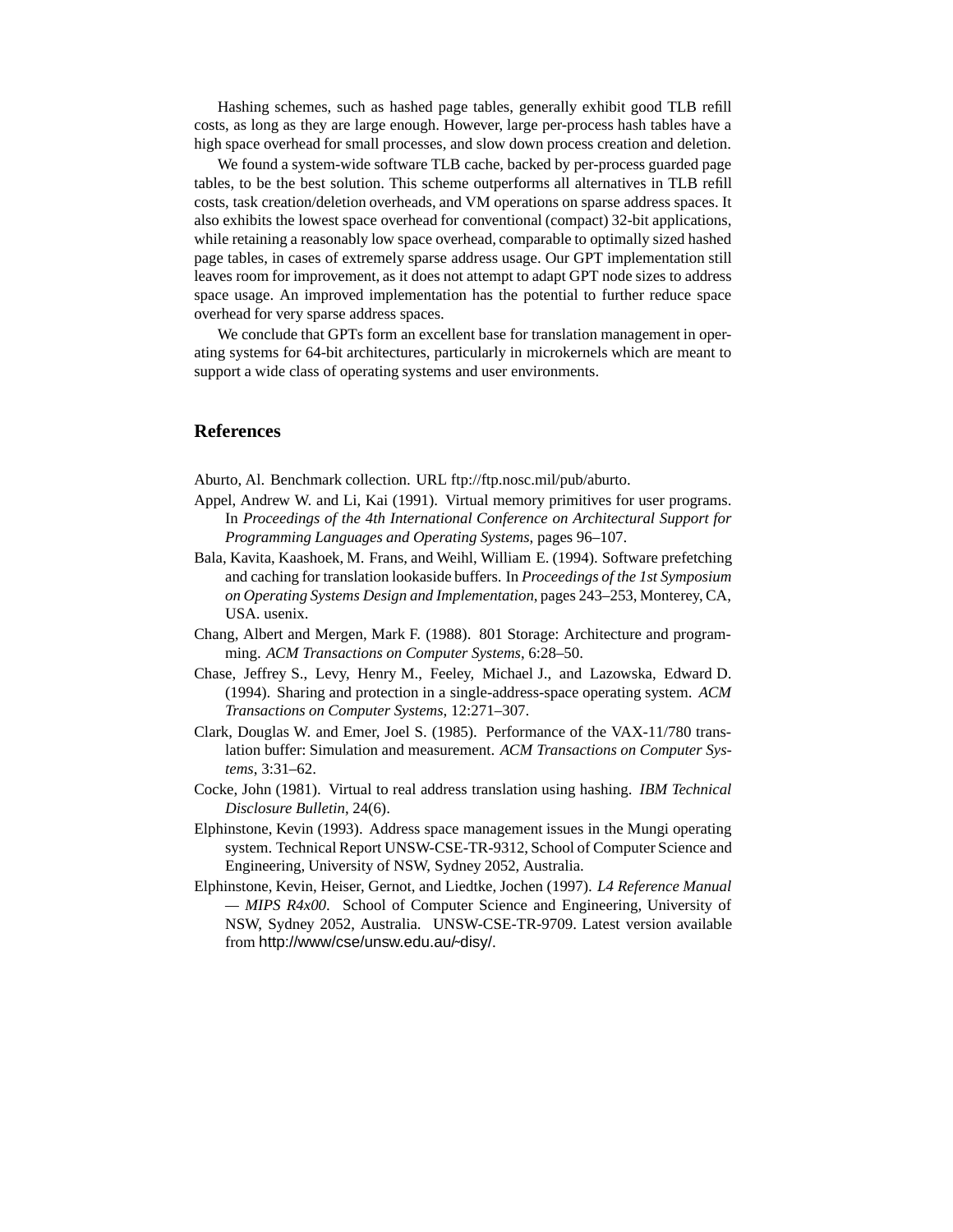Hashing schemes, such as hashed page tables, generally exhibit good TLB refill costs, as long as they are large enough. However, large per-process hash tables have a high space overhead for small processes, and slow down process creation and deletion.

We found a system-wide software TLB cache, backed by per-process guarded page tables, to be the best solution. This scheme outperforms all alternatives in TLB refill costs, task creation/deletion overheads, and VM operations on sparse address spaces. It also exhibits the lowest space overhead for conventional (compact) 32-bit applications, while retaining a reasonably low space overhead, comparable to optimally sized hashed page tables, in cases of extremely sparse address usage. Our GPT implementation still leaves room for improvement, as it does not attempt to adapt GPT node sizes to address space usage. An improved implementation has the potential to further reduce space overhead for very sparse address spaces.

We conclude that GPTs form an excellent base for translation management in operating systems for 64-bit architectures, particularly in microkernels which are meant to support a wide class of operating systems and user environments.

## References

Aburto, Al. Benchmark collection. URL ftp://ftp.nosc.mil/pub/aburto.

Appel, Andrew W. and Li, Kai (1991). Virtual memory primitives for user programs. In *Proceedings of the 4th International Conference on Architectural Support for Programming Languages and Operating Systems*, pages 96–107.

Bala, Kavita, Kaashoek, M. Frans, and Weihl, William E. (1994). Software prefetching and caching for translation lookaside buffers. In *Proceedings of the 1st Symposium on Operating Systems Design and Implementation*, pages 243–253, Monterey, CA, USA. usenix.

Chang, Albert and Mergen, Mark F. (1988). 801 Storage: Architecture and programming. *ACM Transactions on Computer Systems*, 6:28–50.

Chase, Jeffrey S., Levy, Henry M., Feeley, Michael J., and Lazowska, Edward D. (1994). Sharing and protection in a single-address-space operating system. *ACM Transactions on Computer Systems*, 12:271–307.

Clark, Douglas W. and Emer, Joel S. (1985). Performance of the VAX-11/780 translation buffer: Simulation and measurement. *ACM Transactions on Computer Systems*, 3:31–62.

Cocke, John (1981). Virtual to real address translation using hashing. *IBM Technical Disclosure Bulletin*, 24(6).

Elphinstone, Kevin (1993). Address space management issues in the Mungi operating system. Technical Report UNSW-CSE-TR-9312, School of Computer Science and Engineering, University of NSW, Sydney 2052, Australia.

Elphinstone, Kevin, Heiser, Gernot, and Liedtke, Jochen (1997). *L4 Reference Manual — MIPS R4x00*. School of Computer Science and Engineering, University of NSW, Sydney 2052, Australia. UNSW-CSE-TR-9709. Latest version available from http://www/cse/unsw.edu.au/~disy/.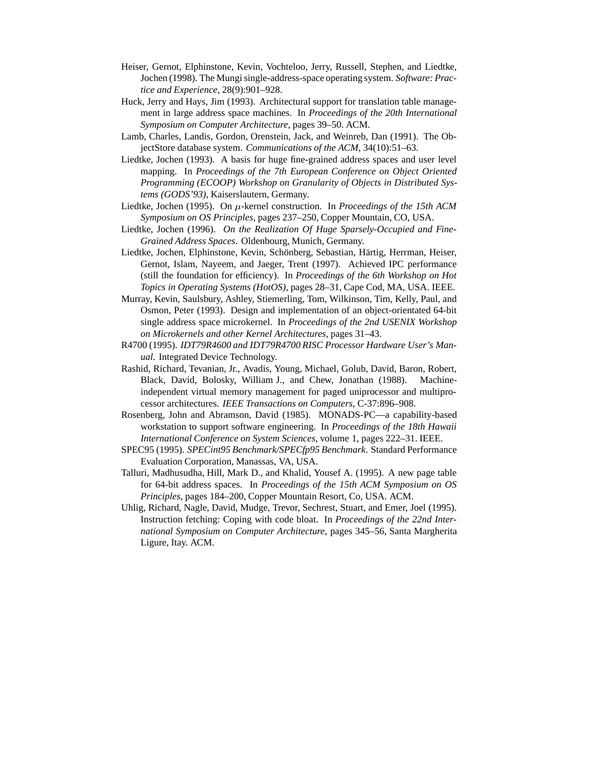Heiser, Gernot, Elphinstone, Kevin, Vochteloo, Jerry, Russell, Stephen, and Liedtke, Jochen (1998). The Mungi single-address-space operating system. *Software: Practice and Experience*, 28(9):901–928.

Huck, Jerry and Hays, Jim (1993). Architectural support for translation table management in large address space machines. In *Proceedings of the 20th International Symposium on Computer Architecture*, pages 39–50. ACM.

Lamb, Charles, Landis, Gordon, Orenstein, Jack, and Weinreb, Dan (1991). The ObjectStore database system. *Communications of the ACM*, 34(10):51–63.

Liedtke, Jochen (1993). A basis for huge fine-grained address spaces and user level mapping. In *Proceedings of the 7th European Conference on Object Oriented Programming (ECOOP) Workshop on Granularity of Objects in Distributed Systems (GODS'93)*, Kaiserslautern, Germany.

Liedtke, Jochen (1995). On $\mu$-kernel construction. In *Proceedings of the 15th ACM Symposium on OS Principles*, pages 237–250, Copper Mountain, CO, USA.

Liedtke, Jochen (1996). *On the Realization Of Huge Sparsely-Occupied and Fine-Grained Address Spaces*. Oldenbourg, Munich, Germany.

Liedtke, Jochen, Elphinstone, Kevin, Schönberg, Sebastian, Härtig, Herrman, Heiser, Gernot, Islam, Nayeem, and Jaeger, Trent (1997). Achieved IPC performance (still the foundation for efficiency). In *Proceedings of the 6th Workshop on Hot Topics in Operating Systems (HotOS)*, pages 28–31, Cape Cod, MA, USA. IEEE.

Murray, Kevin, Saulsbury, Ashley, Stiemerling, Tom, Wilkinson, Tim, Kelly, Paul, and Osmon, Peter (1993). Design and implementation of an object-orientated 64-bit single address space microkernel. In *Proceedings of the 2nd USENIX Workshop on Microkernels and other Kernel Architectures*, pages 31–43.

R4700 (1995). *IDT79R4600 and IDT79R4700 RISC Processor Hardware User's Manual*. Integrated Device Technology.

Rashid, Richard, Tevanian, Jr., Avadis, Young, Michael, Golub, David, Baron, Robert, Black, David, Bolosky, William J., and Chew, Jonathan (1988). Machine-independent virtual memory management for paged uniprocessor and multiprocessor architectures. *IEEE Transactions on Computers*, C-37:896–908.

Rosenberg, John and Abramson, David (1985). MONADS-PC—a capability-based workstation to support software engineering. In *Proceedings of the 18th Hawaii International Conference on System Sciences*, volume 1, pages 222–31. IEEE.

SPEC95 (1995). *SPECint95 Benchmark/SPECfp95 Benchmark*. Standard Performance Evaluation Corporation, Manassas, VA, USA.

Talluri, Madhusudha, Hill, Mark D., and Khalid, Yousef A. (1995). A new page table for 64-bit address spaces. In *Proceedings of the 15th ACM Symposium on OS Principles*, pages 184–200, Copper Mountain Resort, Co, USA. ACM.

Uhlig, Richard, Nagle, David, Mudge, Trevor, Sechrest, Stuart, and Emer, Joel (1995). Instruction fetching: Coping with code bloat. In *Proceedings of the 22nd International Symposium on Computer Architecture*, pages 345–56, Santa Margherita Ligure, Itay. ACM.